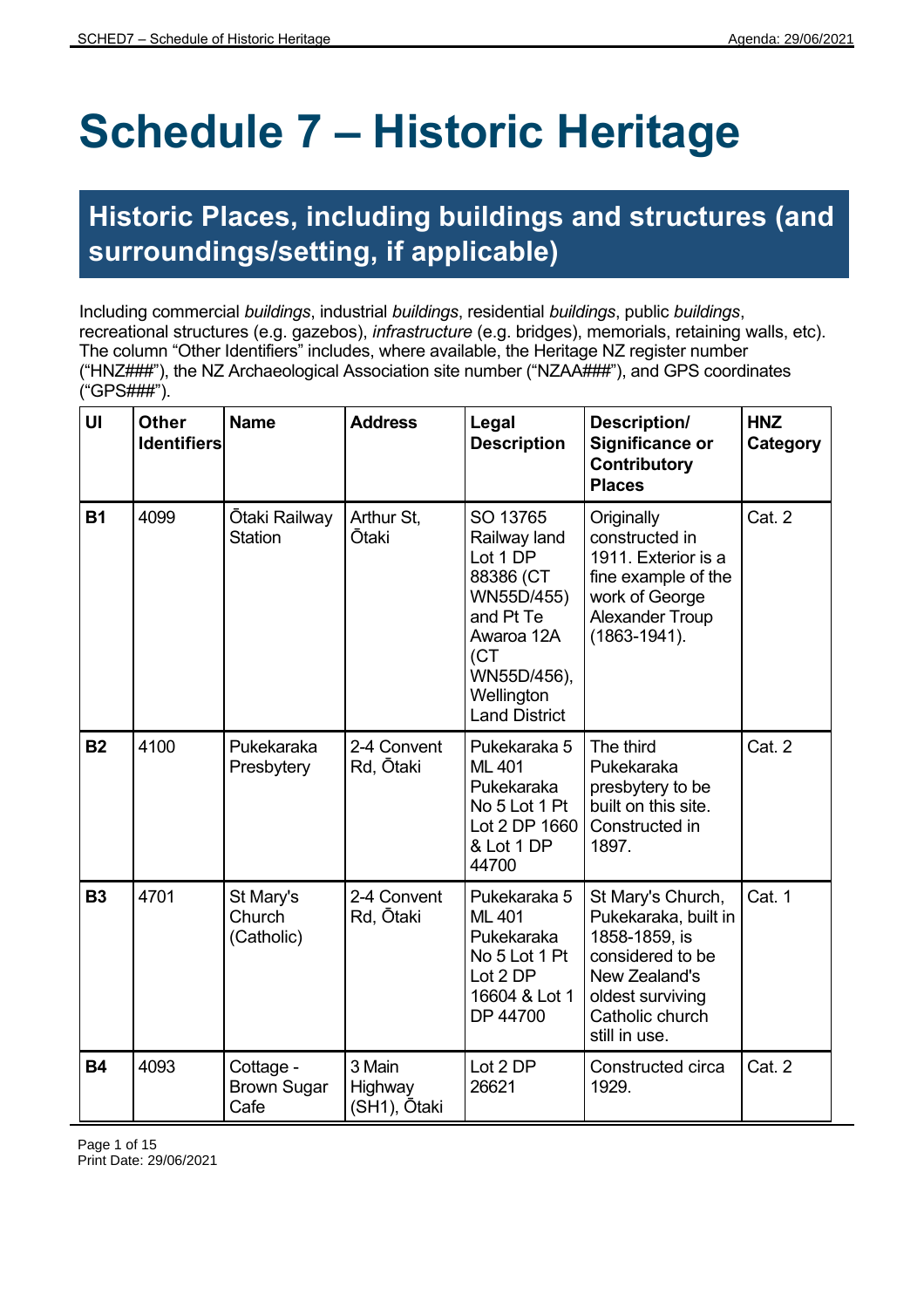# Schedule 7 – Historic Heritage

## Historic Places, including buildings and structures (and surroundings/setting, if applicable)

Including commercial *buildings*, industrial *buildings*, residential *buildings*, public *buildings*, recreational structures (e.g. gazebos), *infrastructure* (e.g. bridges), memorials, retaining walls, etc). The column "Other Identifiers" includes, where available, the Heritage NZ register number ("HNZ###"), the NZ Archaeological Association site number ("NZAA###"), and GPS coordinates ("GPS###").

| UI | Other Identifiers | Name | Address | Legal Description | Description/ Significance or Contributory Places | HNZ Category |
|---|---|---|---|---|---|---|
| **B1** | 4099 | Ōtaki Railway Station | Arthur St, Ōtaki | SO 13765 Railway land Lot 1 DP 88386 (CT WN55D/455) and Pt Te Awaroa 12A (CT WN55D/456), Wellington Land District | Originally constructed in 1911. Exterior is a fine example of the work of George Alexander Troup (1863-1941). | Cat. 2 |
| **B2** | 4100 | Pukekaraka Presbytery | 2-4 Convent Rd, Ōtaki | Pukekaraka 5 ML 401 Pukekaraka No 5 Lot 1 Pt Lot 2 DP 1660 & Lot 1 DP 44700 | The third Pukekaraka presbytery to be built on this site. Constructed in 1897. | Cat. 2 |
| **B3** | 4701 | St Mary's Church (Catholic) | 2-4 Convent Rd, Ōtaki | Pukekaraka 5 ML 401 Pukekaraka No 5 Lot 1 Pt Lot 2 DP 16604 & Lot 1 DP 44700 | St Mary's Church, Pukekaraka, built in 1858-1859, is considered to be New Zealand's oldest surviving Catholic church still in use. | Cat. 1 |
| **B4** | 4093 | Cottage - Brown Sugar Cafe | 3 Main Highway (SH1), Ōtaki | Lot 2 DP 26621 | Constructed circa 1929. | Cat. 2 |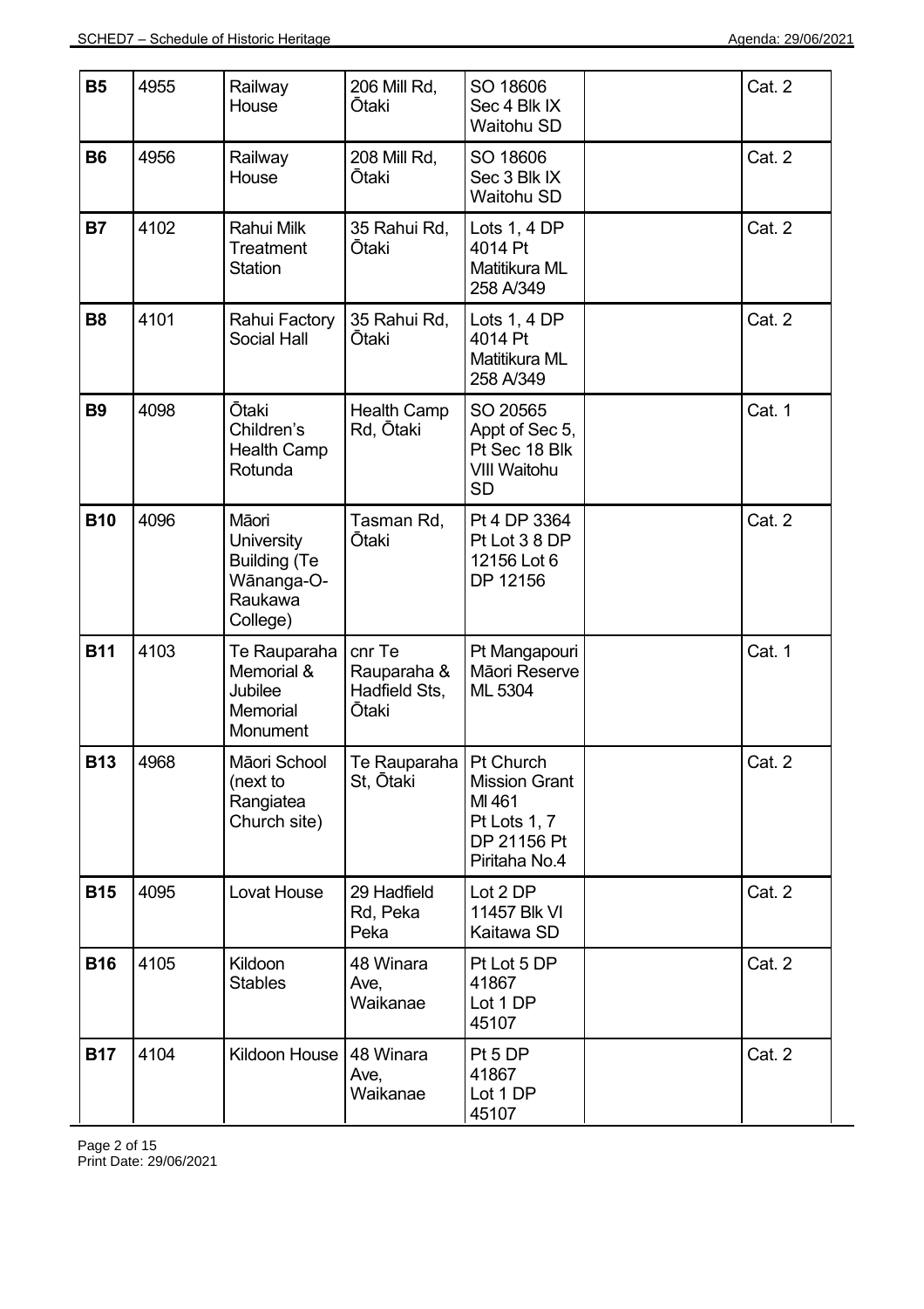| **B5** | 4955 | Railway House | 206 Mill Rd, Ōtaki | SO 18606 Sec 4 Blk IX Waitohu SD | | Cat. 2 |
|---|---|---|---|---|---|---|
| **B6** | 4956 | Railway House | 208 Mill Rd, Ōtaki | SO 18606 Sec 3 Blk IX Waitohu SD | | Cat. 2 |
| **B7** | 4102 | Rahui Milk Treatment Station | 35 Rahui Rd, Ōtaki | Lots 1, 4 DP 4014 Pt Matitikura ML 258 A/349 | | Cat. 2 |
| **B8** | 4101 | Rahui Factory Social Hall | 35 Rahui Rd, Ōtaki | Lots 1, 4 DP 4014 Pt Matitikura ML 258 A/349 | | Cat. 2 |
| **B9** | 4098 | Ōtaki Children's Health Camp Rotunda | Health Camp Rd, Ōtaki | SO 20565 Appt of Sec 5, Pt Sec 18 Blk VIII Waitohu SD | | Cat. 1 |
| **B10** | 4096 | Māori University Building (Te Wānanga-O-Raukawa College) | Tasman Rd, Ōtaki | Pt 4 DP 3364 Pt Lot 3 8 DP 12156 Lot 6 DP 12156 | | Cat. 2 |
| **B11** | 4103 | Te Rauparaha Memorial & Jubilee Memorial Monument | cnr Te Rauparaha & Hadfield Sts, Ōtaki | Pt Mangapouri Māori Reserve ML 5304 | | Cat. 1 |
| **B13** | 4968 | Māori School (next to Rangiatea Church site) | Te Rauparaha St, Ōtaki | Pt Church Mission Grant Ml 461 Pt Lots 1, 7 DP 21156 Pt Piritaha No.4 | | Cat. 2 |
| **B15** | 4095 | Lovat House | 29 Hadfield Rd, Peka Peka | Lot 2 DP 11457 Blk VI Kaitawa SD | | Cat. 2 |
| **B16** | 4105 | Kildoon Stables | 48 Winara Ave, Waikanae | Pt Lot 5 DP 41867 Lot 1 DP 45107 | | Cat. 2 |
| **B17** | 4104 | Kildoon House | 48 Winara Ave, Waikanae | Pt 5 DP 41867 Lot 1 DP 45107 | | Cat. 2 |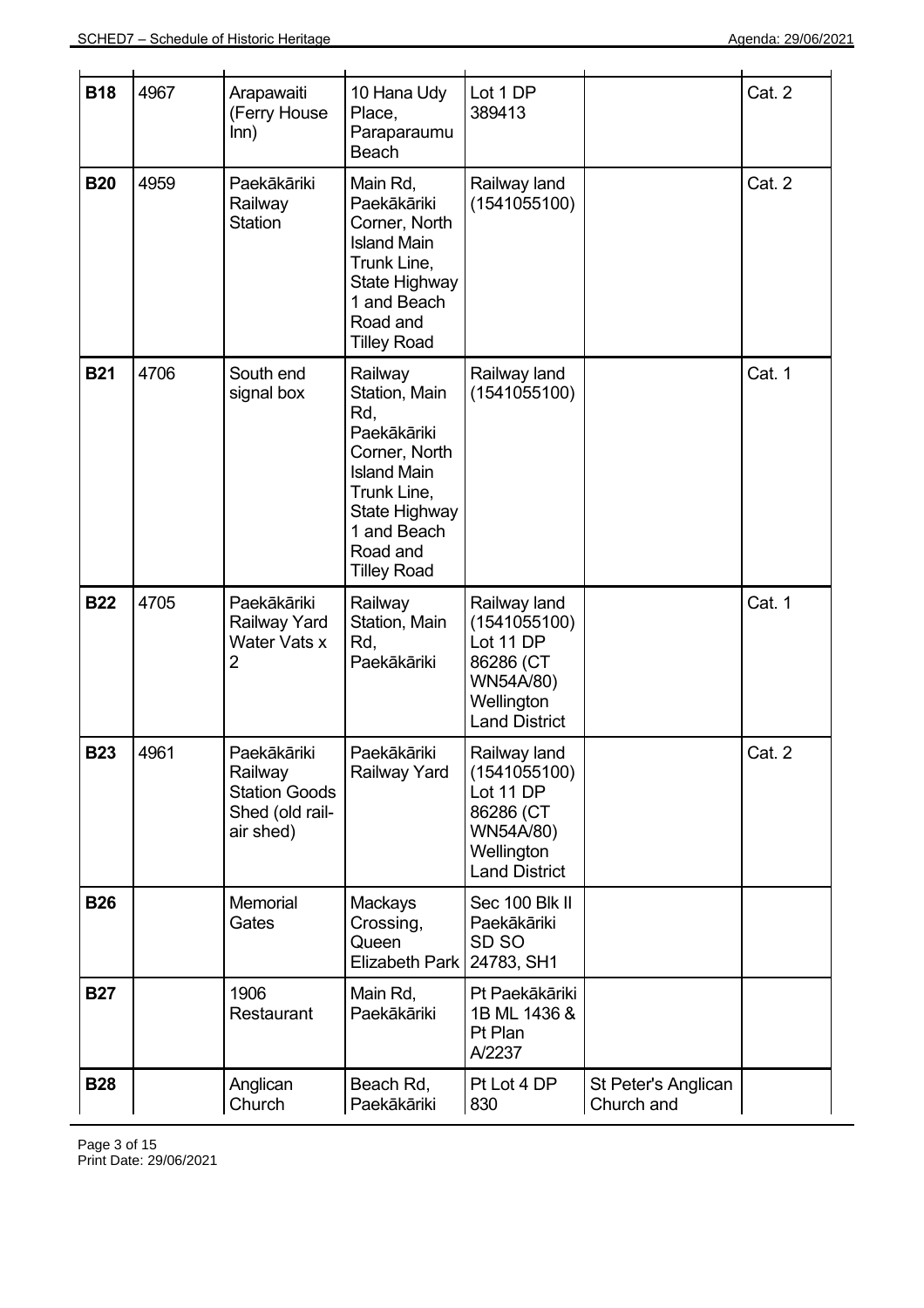| | | | | | | |
|---|---|---|---|---|---|---|
| **B18** | 4967 | Arapawaiti (Ferry House Inn) | 10 Hana Udy Place, Paraparaumu Beach | Lot 1 DP 389413 | | Cat. 2 |
| **B20** | 4959 | Paekākāriki Railway Station | Main Rd, Paekākāriki Corner, North Island Main Trunk Line, State Highway 1 and Beach Road and Tilley Road | Railway land (1541055100) | | Cat. 2 |
| **B21** | 4706 | South end signal box | Railway Station, Main Rd, Paekākāriki Corner, North Island Main Trunk Line, State Highway 1 and Beach Road and Tilley Road | Railway land (1541055100) | | Cat. 1 |
| **B22** | 4705 | Paekākāriki Railway Yard Water Vats x 2 | Railway Station, Main Rd, Paekākāriki | Railway land (1541055100) Lot 11 DP 86286 (CT WN54A/80) Wellington Land District | | Cat. 1 |
| **B23** | 4961 | Paekākāriki Railway Station Goods Shed (old rail-air shed) | Paekākāriki Railway Yard | Railway land (1541055100) Lot 11 DP 86286 (CT WN54A/80) Wellington Land District | | Cat. 2 |
| **B26** | | Memorial Gates | Mackays Crossing, Queen Elizabeth Park | Sec 100 Blk II Paekākāriki SD SO 24783, SH1 | | |
| **B27** | | 1906 Restaurant | Main Rd, Paekākāriki | Pt Paekākāriki 1B ML 1436 & Pt Plan A/2237 | | |
| **B28** | | Anglican Church | Beach Rd, Paekākāriki | Pt Lot 4 DP 830 | St Peter's Anglican Church and | |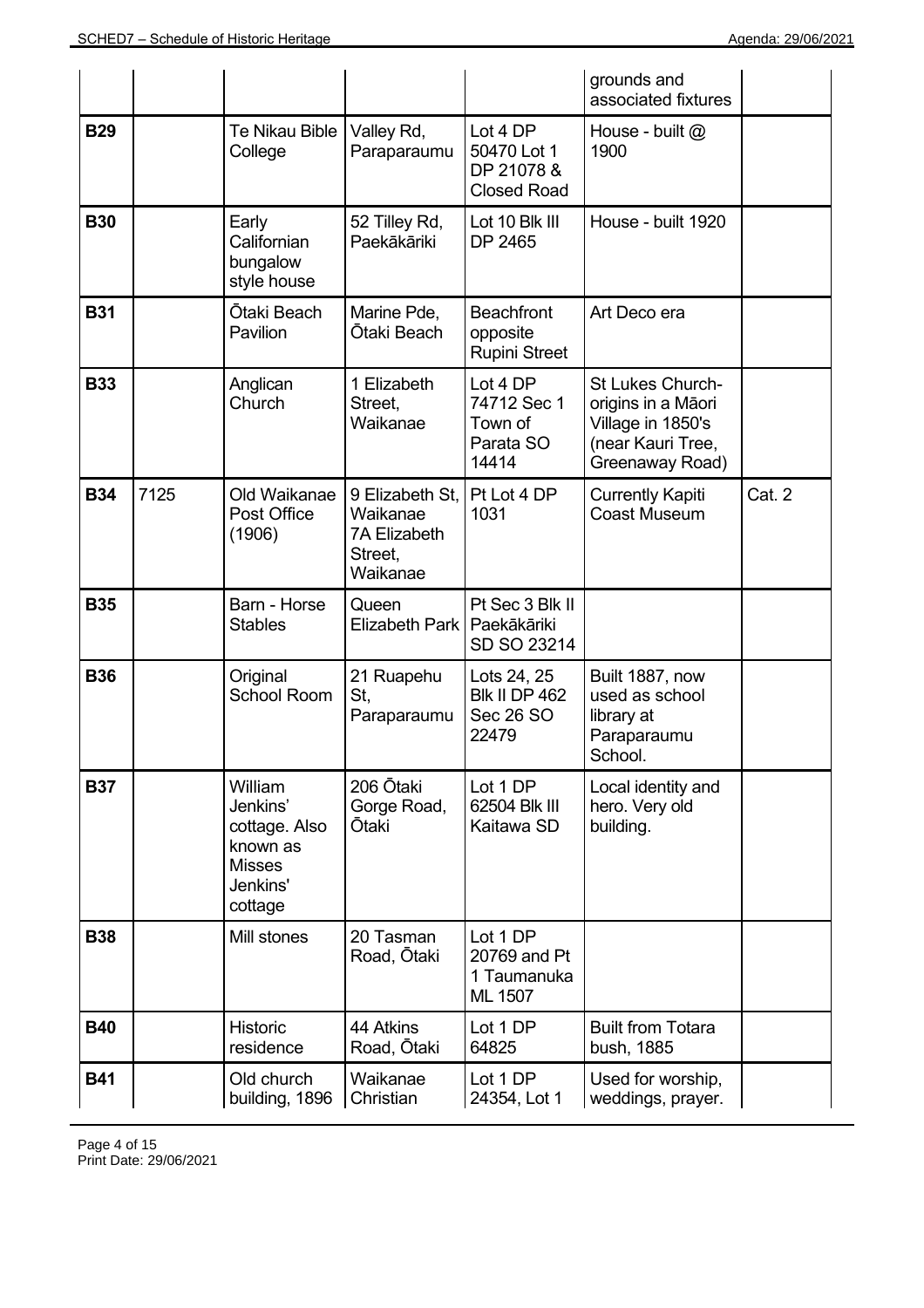| | | | | | | |
|---|---|---|---|---|---|---|
| | | | | | grounds and associated fixtures | |
| **B29** | | Te Nikau Bible College | Valley Rd, Paraparaumu | Lot 4 DP 50470 Lot 1 DP 21078 & Closed Road | House - built @ 1900 | |
| **B30** | | Early Californian bungalow style house | 52 Tilley Rd, Paekākāriki | Lot 10 Blk III DP 2465 | House - built 1920 | |
| **B31** | | Ōtaki Beach Pavilion | Marine Pde, Ōtaki Beach | Beachfront opposite Rupini Street | Art Deco era | |
| **B33** | | Anglican Church | 1 Elizabeth Street, Waikanae | Lot 4 DP 74712 Sec 1 Town of Parata SO 14414 | St Lukes Church- origins in a Māori Village in 1850's (near Kauri Tree, Greenaway Road) | |
| **B34** | 7125 | Old Waikanae Post Office (1906) | 9 Elizabeth St, Waikanae 7A Elizabeth Street, Waikanae | Pt Lot 4 DP 1031 | Currently Kapiti Coast Museum | Cat. 2 |
| **B35** | | Barn - Horse Stables | Queen Elizabeth Park | Pt Sec 3 Blk II Paekākāriki SD SO 23214 | | |
| **B36** | | Original School Room | 21 Ruapehu St, Paraparaumu | Lots 24, 25 Blk II DP 462 Sec 26 SO 22479 | Built 1887, now used as school library at Paraparaumu School. | |
| **B37** | | William Jenkins' cottage. Also known as Misses Jenkins' cottage | 206 Ōtaki Gorge Road, Ōtaki | Lot 1 DP 62504 Blk III Kaitawa SD | Local identity and hero. Very old building. | |
| **B38** | | Mill stones | 20 Tasman Road, Ōtaki | Lot 1 DP 20769 and Pt 1 Taumanuka ML 1507 | | |
| **B40** | | Historic residence | 44 Atkins Road, Ōtaki | Lot 1 DP 64825 | Built from Totara bush, 1885 | |
| **B41** | | Old church building, 1896 | Waikanae Christian | Lot 1 DP 24354, Lot 1 | Used for worship, weddings, prayer. | |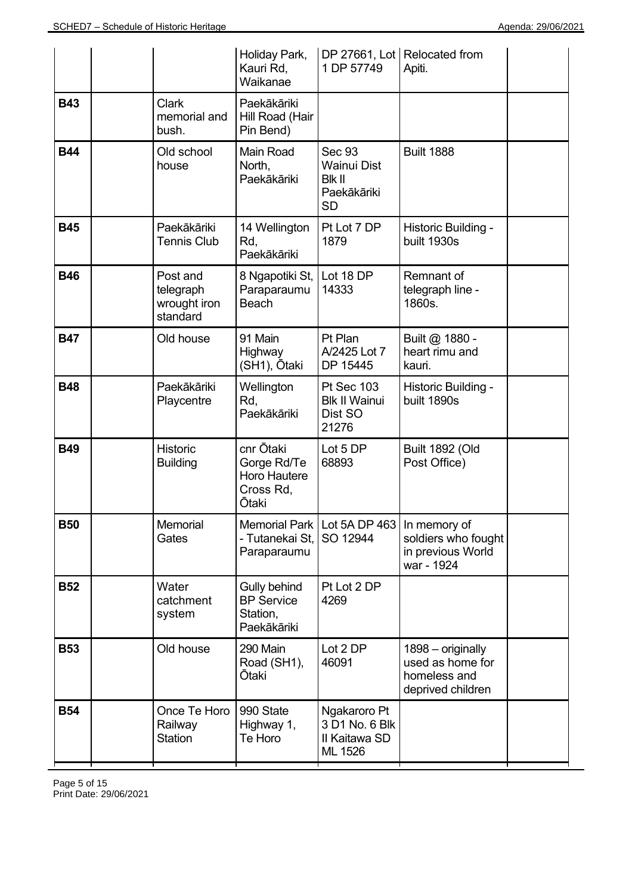| | | | | | | |
|---|---|---|---|---|---|---|
| | | | Holiday Park, Kauri Rd, Waikanae | DP 27661, Lot 1 DP 57749 | Relocated from Apiti. | |
| **B43** | | Clark memorial and bush. | Paekākāriki Hill Road (Hair Pin Bend) | | | |
| **B44** | | Old school house | Main Road North, Paekākāriki | Sec 93 Wainui Dist Blk II Paekākāriki SD | Built 1888 | |
| **B45** | | Paekākāriki Tennis Club | 14 Wellington Rd, Paekākāriki | Pt Lot 7 DP 1879 | Historic Building - built 1930s | |
| **B46** | | Post and telegraph wrought iron standard | 8 Ngapotiki St, Paraparaumu Beach | Lot 18 DP 14333 | Remnant of telegraph line - 1860s. | |
| **B47** | | Old house | 91 Main Highway (SH1), Ōtaki | Pt Plan A/2425 Lot 7 DP 15445 | Built @ 1880 - heart rimu and kauri. | |
| **B48** | | Paekākāriki Playcentre | Wellington Rd, Paekākāriki | Pt Sec 103 Blk II Wainui Dist SO 21276 | Historic Building - built 1890s | |
| **B49** | | Historic Building | cnr Ōtaki Gorge Rd/Te Horo Hautere Cross Rd, Ōtaki | Lot 5 DP 68893 | Built 1892 (Old Post Office) | |
| **B50** | | Memorial Gates | Memorial Park - Tutanekai St, Paraparaumu | Lot 5A DP 463 SO 12944 | In memory of soldiers who fought in previous World war - 1924 | |
| **B52** | | Water catchment system | Gully behind BP Service Station, Paekākāriki | Pt Lot 2 DP 4269 | | |
| **B53** | | Old house | 290 Main Road (SH1), Ōtaki | Lot 2 DP 46091 | 1898 – originally used as home for homeless and deprived children | |
| **B54** | | Once Te Horo Railway Station | 990 State Highway 1, Te Horo | Ngakaroro Pt 3 D1 No. 6 Blk II Kaitawa SD ML 1526 | | |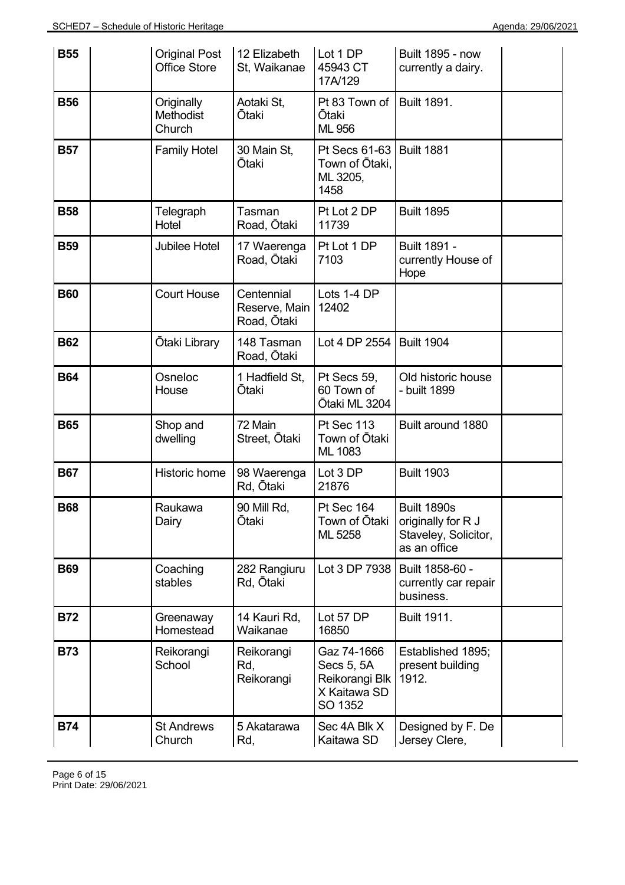| | | | | | | |
|---|---|---|---|---|---|---|
| **B55** | | Original Post Office Store | 12 Elizabeth St, Waikanae | Lot 1 DP 45943 CT 17A/129 | Built 1895 - now currently a dairy. | |
| **B56** | | Originally Methodist Church | Aotaki St, Ōtaki | Pt 83 Town of Ōtaki ML 956 | Built 1891. | |
| **B57** | | Family Hotel | 30 Main St, Ōtaki | Pt Secs 61-63 Town of Ōtaki, ML 3205, 1458 | Built 1881 | |
| **B58** | | Telegraph Hotel | Tasman Road, Ōtaki | Pt Lot 2 DP 11739 | Built 1895 | |
| **B59** | | Jubilee Hotel | 17 Waerenga Road, Ōtaki | Pt Lot 1 DP 7103 | Built 1891 - currently House of Hope | |
| **B60** | | Court House | Centennial Reserve, Main Road, Ōtaki | Lots 1-4 DP 12402 | | |
| **B62** | | Ōtaki Library | 148 Tasman Road, Ōtaki | Lot 4 DP 2554 | Built 1904 | |
| **B64** | | Osneloc House | 1 Hadfield St, Ōtaki | Pt Secs 59, 60 Town of Ōtaki ML 3204 | Old historic house - built 1899 | |
| **B65** | | Shop and dwelling | 72 Main Street, Ōtaki | Pt Sec 113 Town of Ōtaki ML 1083 | Built around 1880 | |
| **B67** | | Historic home | 98 Waerenga Rd, Ōtaki | Lot 3 DP 21876 | Built 1903 | |
| **B68** | | Raukawa Dairy | 90 Mill Rd, Ōtaki | Pt Sec 164 Town of Ōtaki ML 5258 | Built 1890s originally for R J Staveley, Solicitor, as an office | |
| **B69** | | Coaching stables | 282 Rangiuru Rd, Ōtaki | Lot 3 DP 7938 | Built 1858-60 - currently car repair business. | |
| **B72** | | Greenaway Homestead | 14 Kauri Rd, Waikanae | Lot 57 DP 16850 | Built 1911. | |
| **B73** | | Reikorangi School | Reikorangi Rd, Reikorangi | Gaz 74-1666 Secs 5, 5A Reikorangi Blk X Kaitawa SD SO 1352 | Established 1895; present building 1912. | |
| **B74** | | St Andrews Church | 5 Akatarawa Rd, | Sec 4A Blk X Kaitawa SD | Designed by F. De Jersey Clere, | |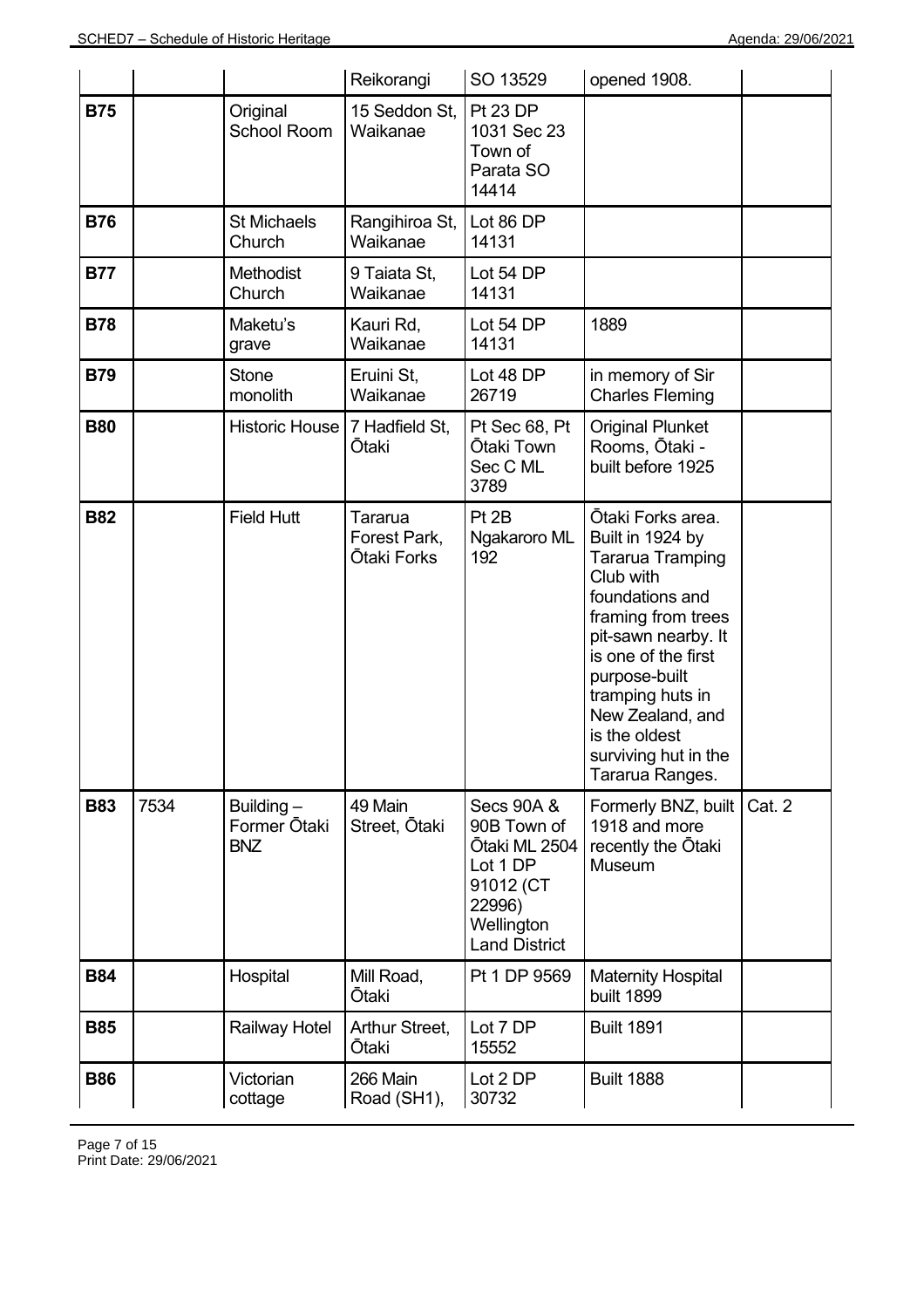| | | | | | | |
|---|---|---|---|---|---|---|
| | | | Reikorangi | SO 13529 | opened 1908. | |
| **B75** | | Original School Room | 15 Seddon St, Waikanae | Pt 23 DP 1031 Sec 23 Town of Parata SO 14414 | | |
| **B76** | | St Michaels Church | Rangihiroa St, Waikanae | Lot 86 DP 14131 | | |
| **B77** | | Methodist Church | 9 Taiata St, Waikanae | Lot 54 DP 14131 | | |
| **B78** | | Maketu's grave | Kauri Rd, Waikanae | Lot 54 DP 14131 | 1889 | |
| **B79** | | Stone monolith | Eruini St, Waikanae | Lot 48 DP 26719 | in memory of Sir Charles Fleming | |
| **B80** | | Historic House | 7 Hadfield St, Ōtaki | Pt Sec 68, Pt Ōtaki Town Sec C ML 3789 | Original Plunket Rooms, Ōtaki - built before 1925 | |
| **B82** | | Field Hutt | Tararua Forest Park, Ōtaki Forks | Pt 2B Ngakaroro ML 192 | Ōtaki Forks area. Built in 1924 by Tararua Tramping Club with foundations and framing from trees pit-sawn nearby. It is one of the first purpose-built tramping huts in New Zealand, and is the oldest surviving hut in the Tararua Ranges. | |
| **B83** | 7534 | Building – Former Ōtaki BNZ | 49 Main Street, Ōtaki | Secs 90A & 90B Town of Ōtaki ML 2504 Lot 1 DP 91012 (CT 22996) Wellington Land District | Formerly BNZ, built 1918 and more recently the Ōtaki Museum | Cat. 2 |
| **B84** | | Hospital | Mill Road, Ōtaki | Pt 1 DP 9569 | Maternity Hospital built 1899 | |
| **B85** | | Railway Hotel | Arthur Street, Ōtaki | Lot 7 DP 15552 | Built 1891 | |
| **B86** | | Victorian cottage | 266 Main Road (SH1), | Lot 2 DP 30732 | Built 1888 | |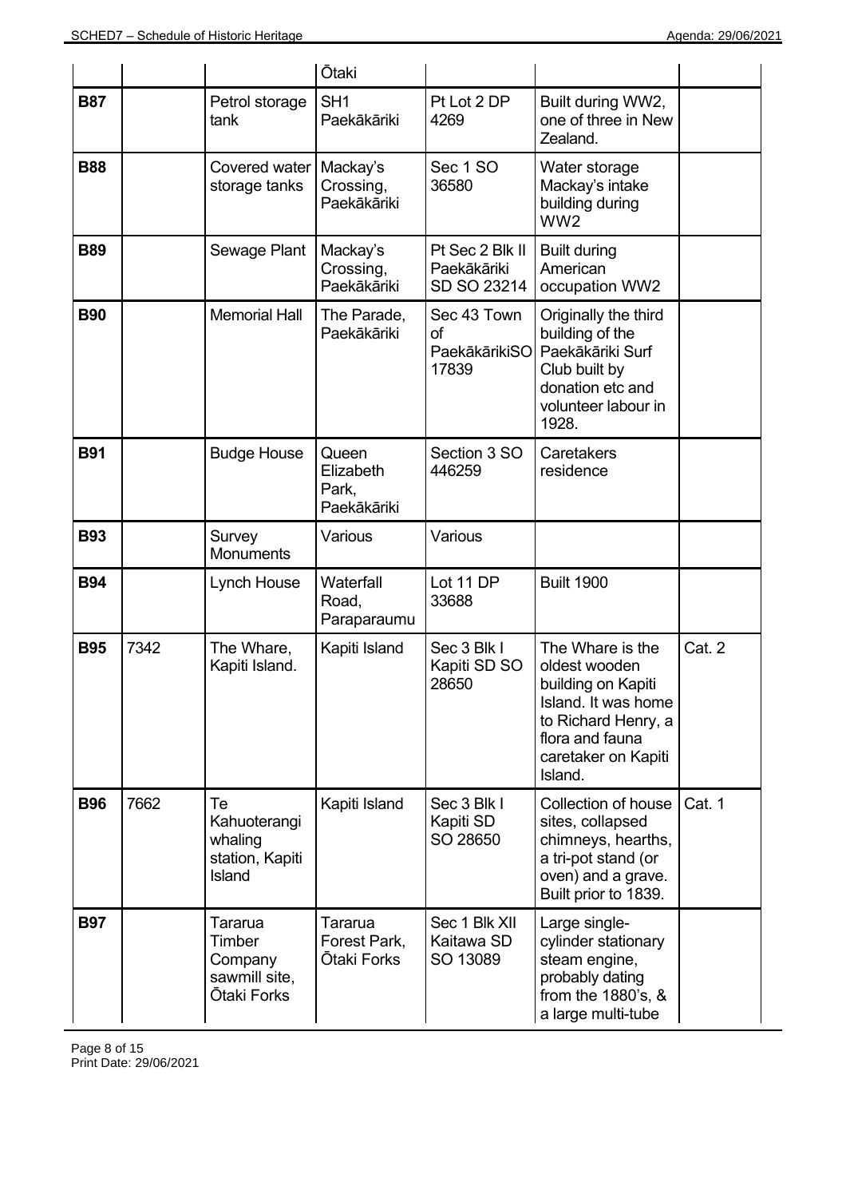| | | | | | | |
|---|---|---|---|---|---|---|
| | | | Ōtaki | | | |
| **B87** | | Petrol storage tank | SH1 Paekākāriki | Pt Lot 2 DP 4269 | Built during WW2, one of three in New Zealand. | |
| **B88** | | Covered water storage tanks | Mackay's Crossing, Paekākāriki | Sec 1 SO 36580 | Water storage Mackay's intake building during WW2 | |
| **B89** | | Sewage Plant | Mackay's Crossing, Paekākāriki | Pt Sec 2 Blk II Paekākāriki SD SO 23214 | Built during American occupation WW2 | |
| **B90** | | Memorial Hall | The Parade, Paekākāriki | Sec 43 Town of PaekākārikiSO 17839 | Originally the third building of the Paekākāriki Surf Club built by donation etc and volunteer labour in 1928. | |
| **B91** | | Budge House | Queen Elizabeth Park, Paekākāriki | Section 3 SO 446259 | Caretakers residence | |
| **B93** | | Survey Monuments | Various | Various | | |
| **B94** | | Lynch House | Waterfall Road, Paraparaumu | Lot 11 DP 33688 | Built 1900 | |
| **B95** | 7342 | The Whare, Kapiti Island. | Kapiti Island | Sec 3 Blk I Kapiti SD SO 28650 | The Whare is the oldest wooden building on Kapiti Island. It was home to Richard Henry, a flora and fauna caretaker on Kapiti Island. | Cat. 2 |
| **B96** | 7662 | Te Kahuoterangi whaling station, Kapiti Island | Kapiti Island | Sec 3 Blk I Kapiti SD SO 28650 | Collection of house sites, collapsed chimneys, hearths, a tri-pot stand (or oven) and a grave. Built prior to 1839. | Cat. 1 |
| **B97** | | Tararua Timber Company sawmill site, Ōtaki Forks | Tararua Forest Park, Ōtaki Forks | Sec 1 Blk XII Kaitawa SD SO 13089 | Large single-cylinder stationary steam engine, probably dating from the 1880's, & a large multi-tube | |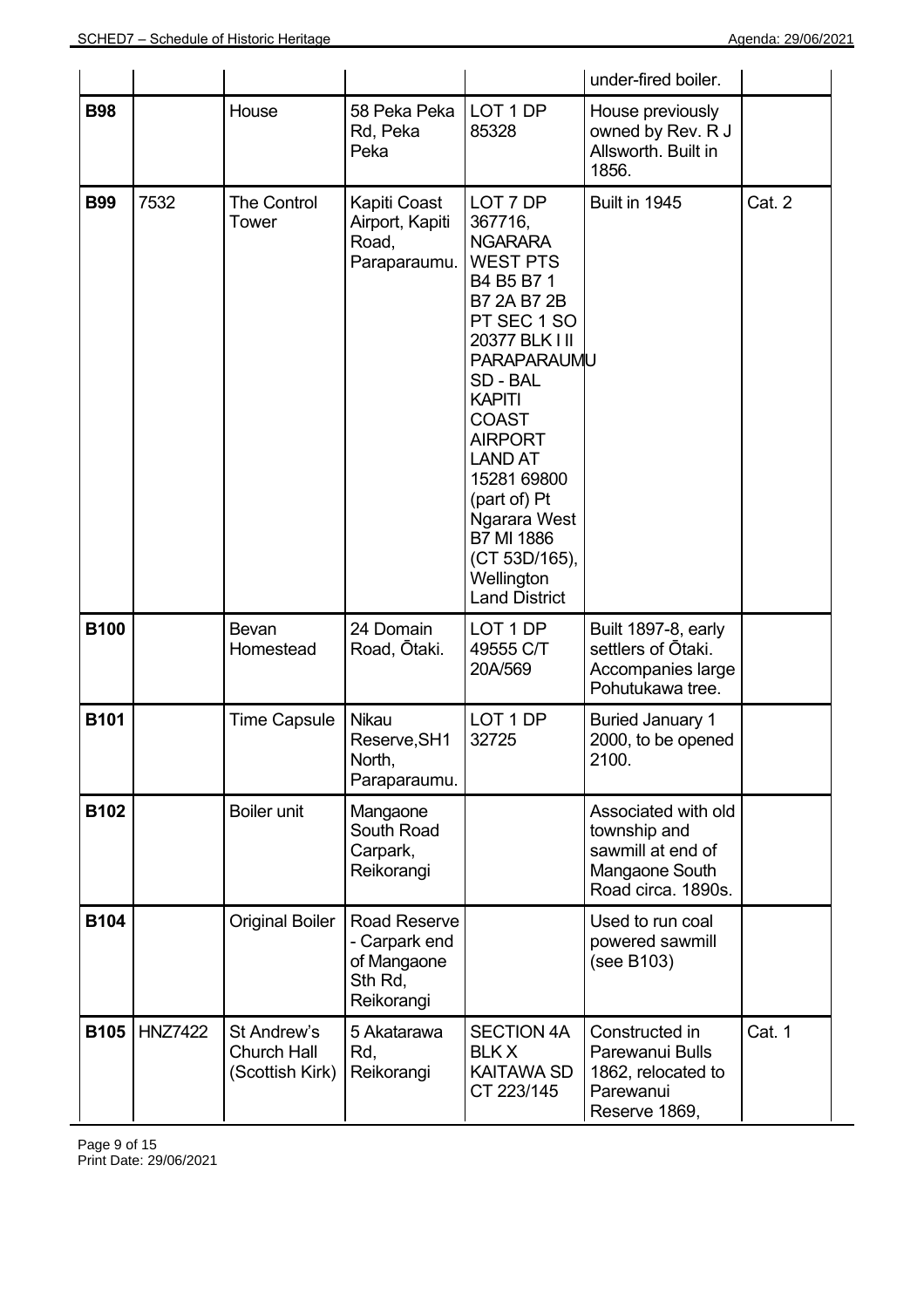| | | | | | | |
|---|---|---|---|---|---|---|
| | | | | | under-fired boiler. | |
| **B98** | | House | 58 Peka Peka Rd, Peka Peka | LOT 1 DP 85328 | House previously owned by Rev. R J Allsworth. Built in 1856. | |
| **B99** | 7532 | The Control Tower | Kapiti Coast Airport, Kapiti Road, Paraparaumu. | LOT 7 DP 367716, NGARARA WEST PTS B4 B5 B7 1 B7 2A B7 2B PT SEC 1 SO 20377 BLK I II PARAPARAUMU SD - BAL KAPITI COAST AIRPORT LAND AT 15281 69800 (part of) Pt Ngarara West B7 MI 1886 (CT 53D/165), Wellington Land District | Built in 1945 | Cat. 2 |
| **B100** | | Bevan Homestead | 24 Domain Road, Ōtaki. | LOT 1 DP 49555 C/T 20A/569 | Built 1897-8, early settlers of Ōtaki. Accompanies large Pohutukawa tree. | |
| **B101** | | Time Capsule | Nikau Reserve,SH1 North, Paraparaumu. | LOT 1 DP 32725 | Buried January 1 2000, to be opened 2100. | |
| **B102** | | Boiler unit | Mangaone South Road Carpark, Reikorangi | | Associated with old township and sawmill at end of Mangaone South Road circa. 1890s. | |
| **B104** | | Original Boiler | Road Reserve - Carpark end of Mangaone Sth Rd, Reikorangi | | Used to run coal powered sawmill (see B103) | |
| **B105** | HNZ7422 | St Andrew's Church Hall (Scottish Kirk) | 5 Akatarawa Rd, Reikorangi | SECTION 4A BLK X KAITAWA SD CT 223/145 | Constructed in Parewanui Bulls 1862, relocated to Parewanui Reserve 1869, | Cat. 1 |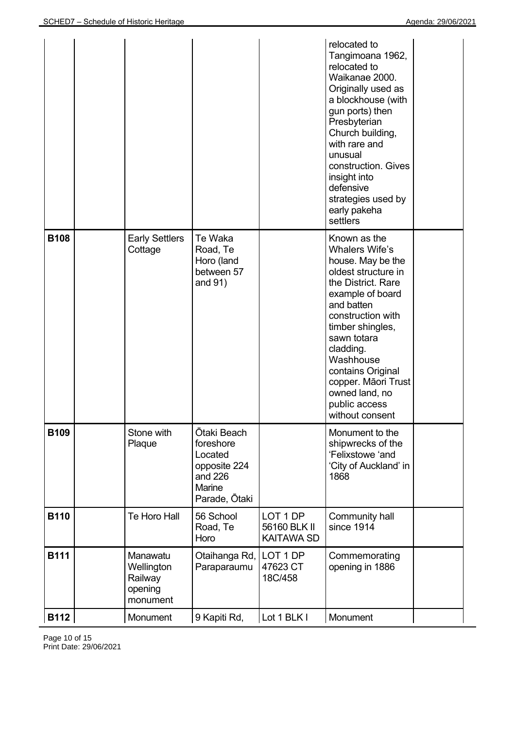| | | | | | | |
|---|---|---|---|---|---|---|
| | | | | | relocated to Tangimoana 1962, relocated to Waikanae 2000. Originally used as a blockhouse (with gun ports) then Presbyterian Church building, with rare and unusual construction. Gives insight into defensive strategies used by early pakeha settlers | |
| **B108** | | Early Settlers Cottage | Te Waka Road, Te Horo (land between 57 and 91) | | Known as the Whalers Wife's house. May be the oldest structure in the District. Rare example of board and batten construction with timber shingles, sawn totara cladding. Washhouse contains Original copper. Māori Trust owned land, no public access without consent | |
| **B109** | | Stone with Plaque | Ōtaki Beach foreshore Located opposite 224 and 226 Marine Parade, Ōtaki | | Monument to the shipwrecks of the 'Felixstowe 'and 'City of Auckland' in 1868 | |
| **B110** | | Te Horo Hall | 56 School Road, Te Horo | LOT 1 DP 56160 BLK II KAITAWA SD | Community hall since 1914 | |
| **B111** | | Manawatu Wellington Railway opening monument | Otaihanga Rd, Paraparaumu | LOT 1 DP 47623 CT 18C/458 | Commemorating opening in 1886 | |
| **B112** | | Monument | 9 Kapiti Rd, | Lot 1 BLK I | Monument | |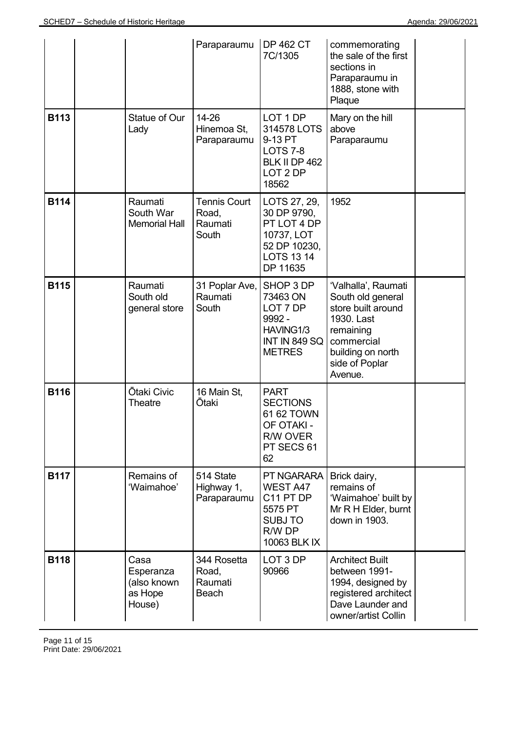| | | | | | | |
|---|---|---|---|---|---|---|
| | | | Paraparaumu | DP 462 CT 7C/1305 | commemorating the sale of the first sections in Paraparaumu in 1888, stone with Plaque | |
| **B113** | | Statue of Our Lady | 14-26 Hinemoa St, Paraparaumu | LOT 1 DP 314578 LOTS 9-13 PT LOTS 7-8 BLK II DP 462 LOT 2 DP 18562 | Mary on the hill above Paraparaumu | |
| **B114** | | Raumati South War Memorial Hall | Tennis Court Road, Raumati South | LOTS 27, 29, 30 DP 9790, PT LOT 4 DP 10737, LOT 52 DP 10230, LOTS 13 14 DP 11635 | 1952 | |
| **B115** | | Raumati South old general store | 31 Poplar Ave, Raumati South | SHOP 3 DP 73463 ON LOT 7 DP 9992 - HAVING1/3 INT IN 849 SQ METRES | 'Valhalla', Raumati South old general store built around 1930. Last remaining commercial building on north side of Poplar Avenue. | |
| **B116** | | Ōtaki Civic Theatre | 16 Main St, Ōtaki | PART SECTIONS 61 62 TOWN OF OTAKI - R/W OVER PT SECS 61 62 | | |
| **B117** | | Remains of 'Waimahoe' | 514 State Highway 1, Paraparaumu | PT NGARARA WEST A47 C11 PT DP 5575 PT SUBJ TO R/W DP 10063 BLK IX | Brick dairy, remains of 'Waimahoe' built by Mr R H Elder, burnt down in 1903. | |
| **B118** | | Casa Esperanza (also known as Hope House) | 344 Rosetta Road, Raumati Beach | LOT 3 DP 90966 | Architect Built between 1991-1994, designed by registered architect Dave Launder and owner/artist Collin | |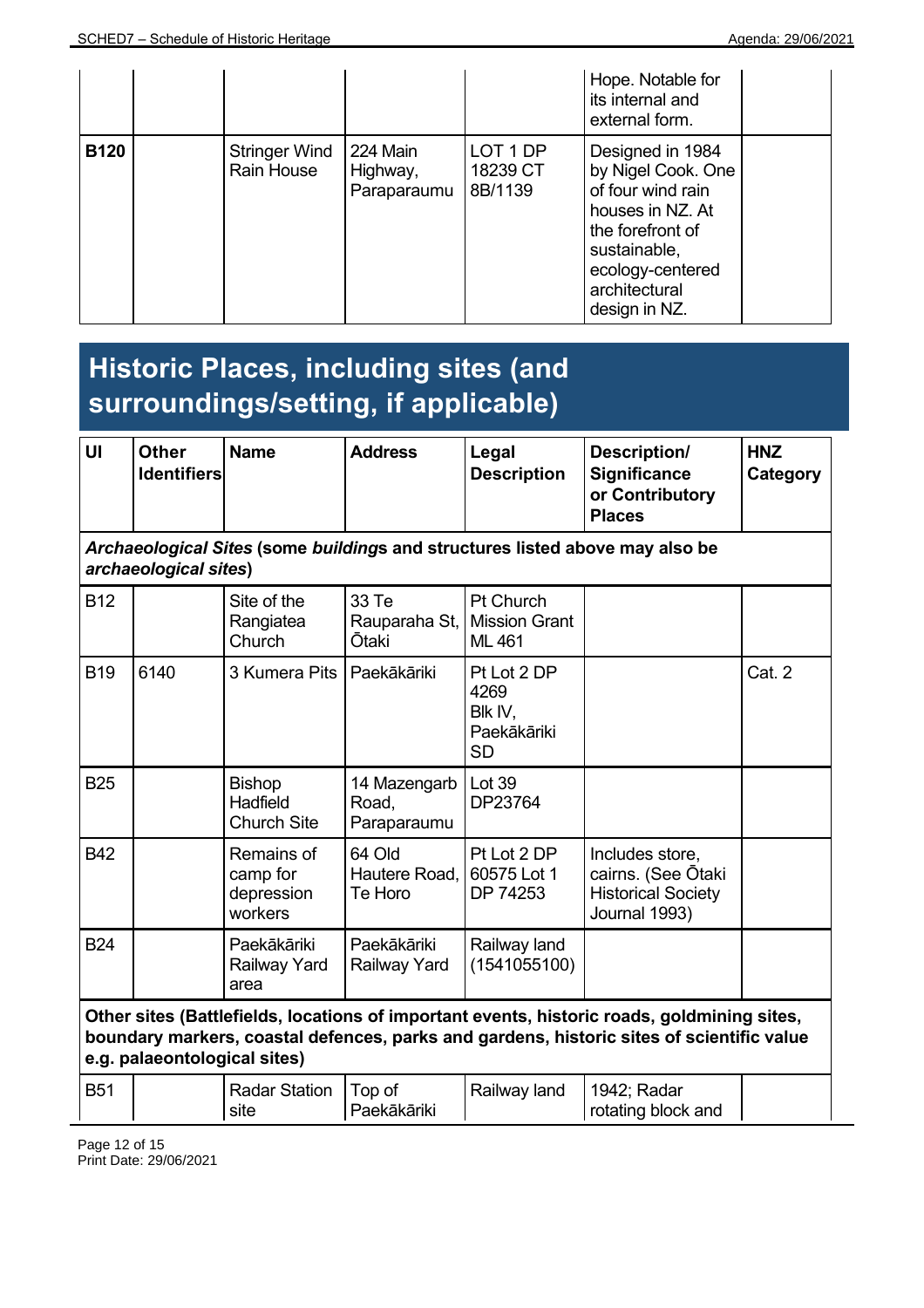| | | | | | | |
|---|---|---|---|---|---|---|
| | | | | | Hope. Notable for its internal and external form. | |
| **B120** | | Stringer Wind Rain House | 224 Main Highway, Paraparaumu | LOT 1 DP 18239 CT 8B/1139 | Designed in 1984 by Nigel Cook. One of four wind rain houses in NZ. At the forefront of sustainable, ecology-centered architectural design in NZ. | |

## Historic Places, including sites (and surroundings/setting, if applicable)

| UI | Other Identifiers | Name | Address | Legal Description | Description/ Significance or Contributory Places | HNZ Category |
|---|---|---|---|---|---|---|
| ***Archaeological Sites*** **(some *building*s and structures listed above may also be *archaeological sites*)** | | | | | | |
| B12 | | Site of the Rangiatea Church | 33 Te Rauparaha St, Ōtaki | Pt Church Mission Grant ML 461 | | |
| B19 | 6140 | 3 Kumera Pits | Paekākāriki | Pt Lot 2 DP 4269 Blk IV, Paekākāriki SD | | Cat. 2 |
| B25 | | Bishop Hadfield Church Site | 14 Mazengarb Road, Paraparaumu | Lot 39 DP23764 | | |
| B42 | | Remains of camp for depression workers | 64 Old Hautere Road, Te Horo | Pt Lot 2 DP 60575 Lot 1 DP 74253 | Includes store, cairns. (See Ōtaki Historical Society Journal 1993) | |
| B24 | | Paekākāriki Railway Yard area | Paekākāriki Railway Yard | Railway land (1541055100) | | |
| **Other sites (Battlefields, locations of important events, historic roads, goldmining sites, boundary markers, coastal defences, parks and gardens, historic sites of scientific value e.g. palaeontological sites)** | | | | | | |
| B51 | | Radar Station site | Top of Paekākāriki | Railway land | 1942; Radar rotating block and | |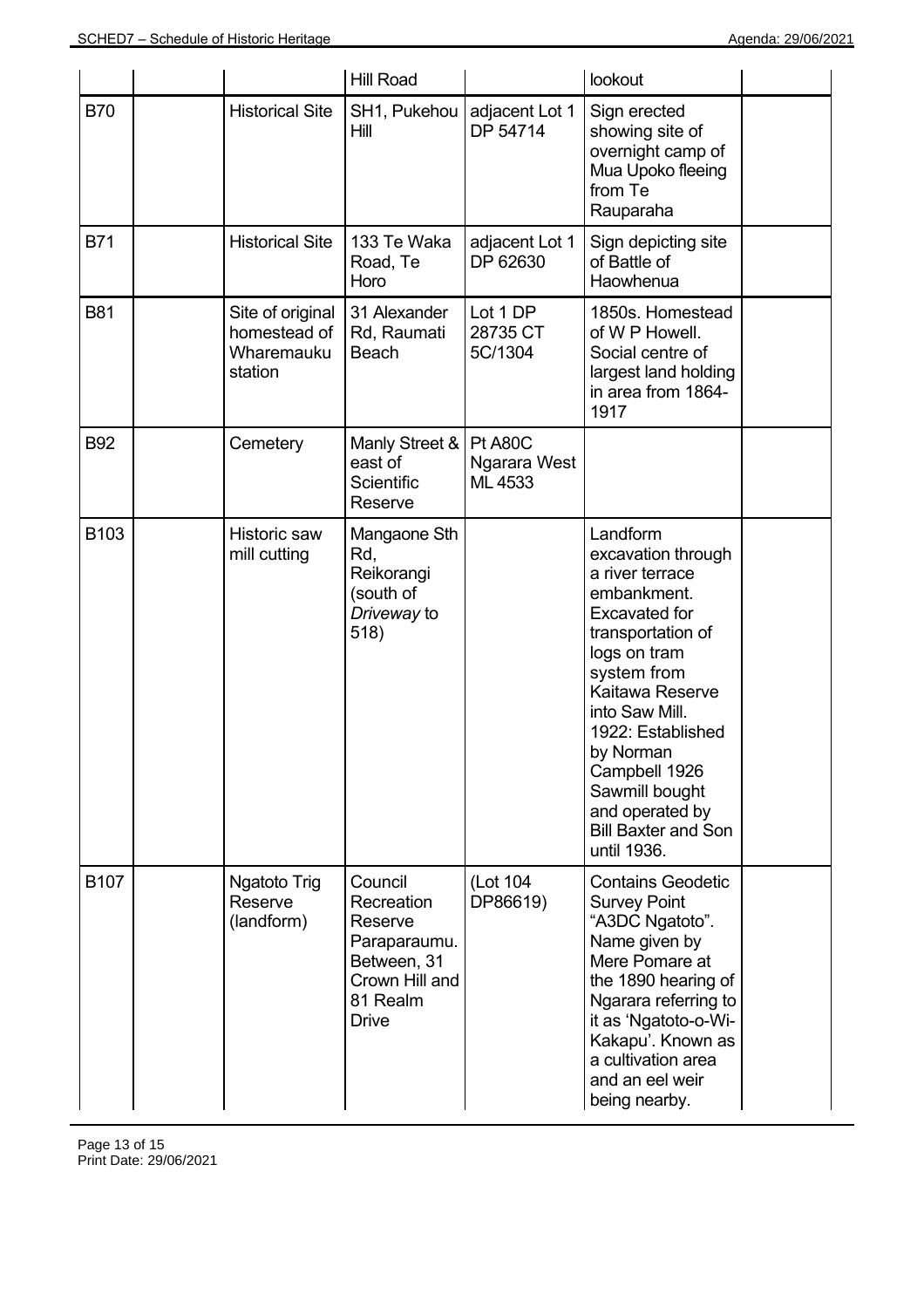| | | | | | | |
|---|---|---|---|---|---|---|
| | | | Hill Road | | lookout | |
| B70 | | Historical Site | SH1, Pukehou Hill | adjacent Lot 1 DP 54714 | Sign erected showing site of overnight camp of Mua Upoko fleeing from Te Rauparaha | |
| B71 | | Historical Site | 133 Te Waka Road, Te Horo | adjacent Lot 1 DP 62630 | Sign depicting site of Battle of Haowhenua | |
| B81 | | Site of original homestead of Wharemauku station | 31 Alexander Rd, Raumati Beach | Lot 1 DP 28735 CT 5C/1304 | 1850s. Homestead of W P Howell. Social centre of largest land holding in area from 1864-1917 | |
| B92 | | Cemetery | Manly Street & east of Scientific Reserve | Pt A80C Ngarara West ML 4533 | | |
| B103 | | Historic saw mill cutting | Mangaone Sth Rd, Reikorangi (south of *Driveway* to 518) | | Landform excavation through a river terrace embankment. Excavated for transportation of logs on tram system from Kaitawa Reserve into Saw Mill. 1922: Established by Norman Campbell 1926 Sawmill bought and operated by Bill Baxter and Son until 1936. | |
| B107 | | Ngatoto Trig Reserve (landform) | Council Recreation Reserve Paraparaumu. Between, 31 Crown Hill and 81 Realm Drive | (Lot 104 DP86619) | Contains Geodetic Survey Point "A3DC Ngatoto". Name given by Mere Pomare at the 1890 hearing of Ngarara referring to it as 'Ngatoto-o-Wi-Kakapu'. Known as a cultivation area and an eel weir being nearby. | |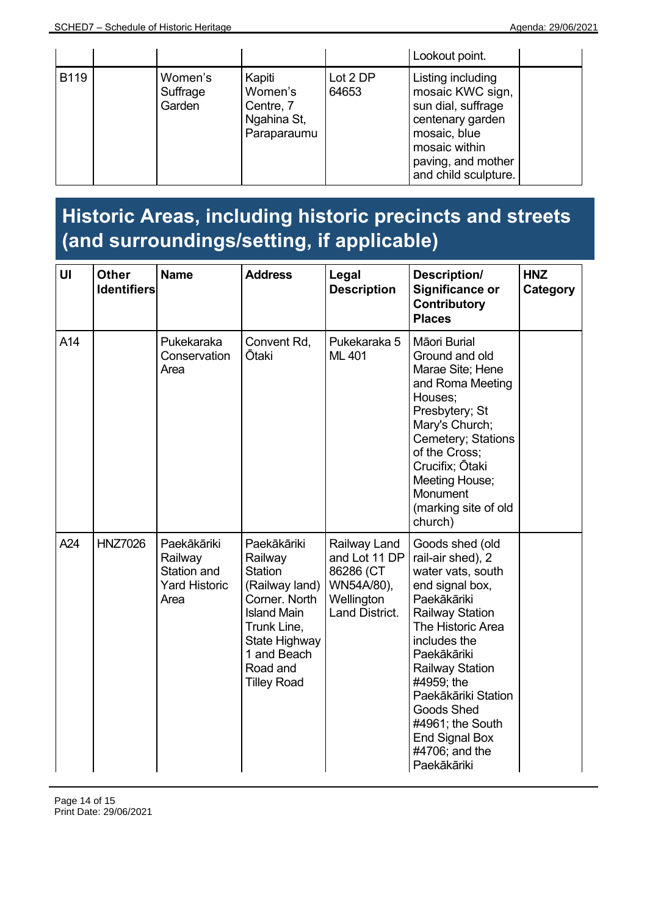| | | | | | | |
|---|---|---|---|---|---|---|
| | | | | | Lookout point. | |
| B119 | | Women's Suffrage Garden | Kapiti Women's Centre, 7 Ngahina St, Paraparaumu | Lot 2 DP 64653 | Listing including mosaic KWC sign, sun dial, suffrage centenary garden mosaic, blue mosaic within paving, and mother and child sculpture. | |

## Historic Areas, including historic precincts and streets (and surroundings/setting, if applicable)

| UI | Other Identifiers | Name | Address | Legal Description | Description/ Significance or Contributory Places | HNZ Category |
|---|---|---|---|---|---|---|
| A14 | | Pukekaraka Conservation Area | Convent Rd, Ōtaki | Pukekaraka 5 ML 401 | Māori Burial Ground and old Marae Site; Hene and Roma Meeting Houses; Presbytery; St Mary's Church; Cemetery; Stations of the Cross; Crucifix; Ōtaki Meeting House; Monument (marking site of old church) | |
| A24 | HNZ7026 | Paekākāriki Railway Station and Yard Historic Area | Paekākāriki Railway Station (Railway land) Corner. North Island Main Trunk Line, State Highway 1 and Beach Road and Tilley Road | Railway Land and Lot 11 DP 86286 (CT WN54A/80), Wellington Land District. | Goods shed (old rail-air shed), 2 water vats, south end signal box, Paekākāriki Railway Station The Historic Area includes the Paekākāriki Railway Station #4959; the Paekākāriki Station Goods Shed #4961; the South End Signal Box #4706; and the Paekākāriki | |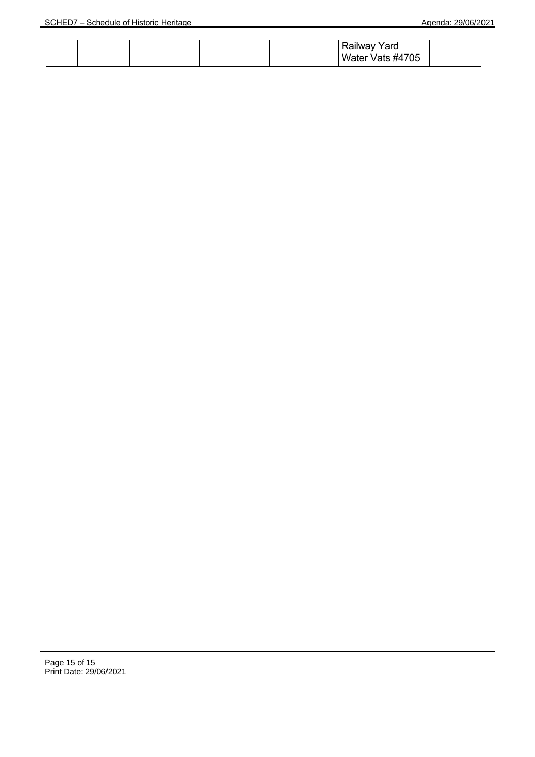| | | | | | | |
|---|---|---|---|---|---|---|
| | | | | | Railway Yard Water Vats #4705 | |